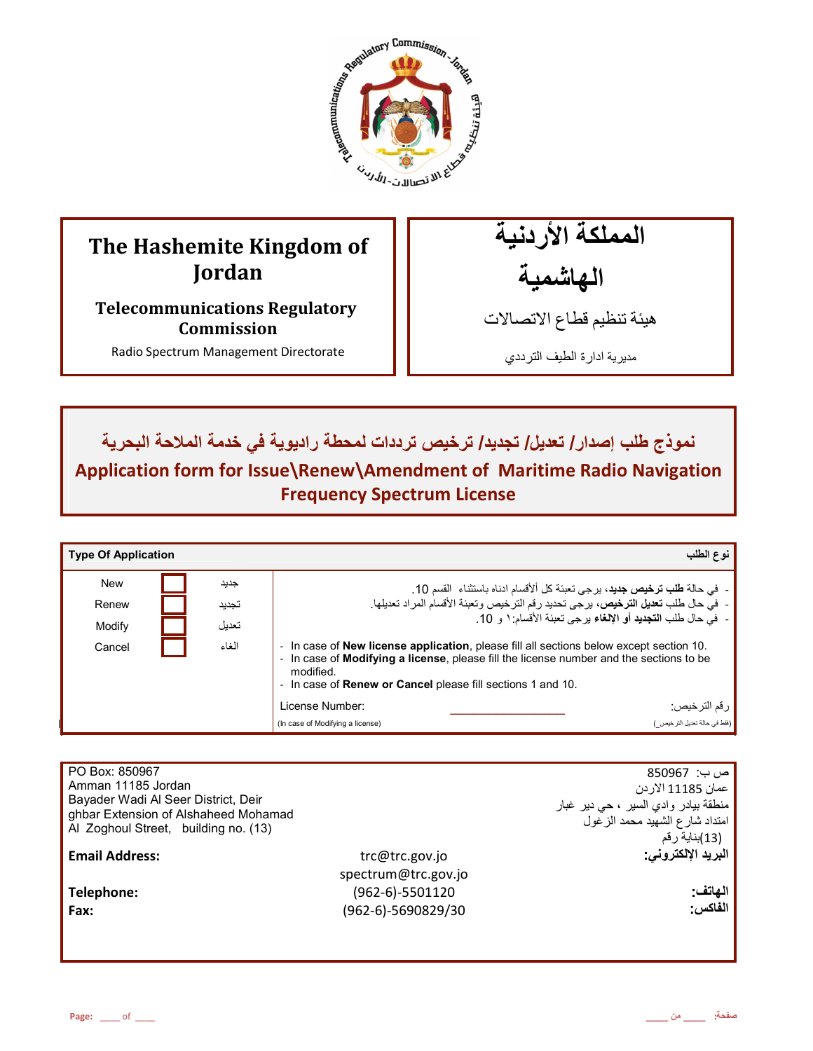**The Hashemite Kingdom of Jordan**

**Telecommunications Regulatory Commission**

Radio Spectrum Management Directorate

**المملكة الأردنية الهاشمية**

هيئة تنظيم قطاع الاتصالات

مديرية ادارة الطيف الترددي

# نموذج طلب إصدار/ تعديل/ تجديد/ ترخيص ترددات لمحطة راديوية في خدمة الملاحة البحرية

# Application form for Issue\Renew\Amendment of Maritime Radio Navigation Frequency Spectrum License

| **Type Of Application** | | | **نوع الطلب** |
|---|---|---|---|
| New | ☐ | جديد | - في حالة **طلب ترخيص جديد**، يرجى تعبئة كل ألأقسام ادناه باستثناء القسم 10. |
| Renew | ☐ | تجديد | - في حال طلب **تعديل الترخيص**، يرجى تحديد رقم الترخيص وتعبئة الأقسام المراد تعديلها. |
| Modify | ☐ | تعديل | - في حال طلب **التجديد أو الإلغاء** يرجى تعبئة الأقسام:١ و 10. |
| Cancel | ☐ | الغاء | - In case of **New license application**, please fill all sections below except section 10.<br>- In case of **Modifying a license**, please fill the license number and the sections to be modified.<br>- In case of **Renew or Cancel** please fill sections 1 and 10. |
| | | | License Number: ________________ رقم الترخيص:<br>(In case of Modifying a license) (فقط في حالة تعديل الترخيص) |

PO Box: 850967
Amman 11185 Jordan
Bayader Wadi Al Seer District, Deir ghbar Extension of Alshaheed Mohamad Al Zoghoul Street, building no. (13)

ص ب: 850967
عمان 11185 الاردن
منطقة بيادر وادي السير ، حي دير غبار
امتداد شارع الشهيد محمد الزغول
(13)بناية رقم

| | | |
|---|---|---|
| **Email Address:** | trc@trc.gov.jo<br>spectrum@trc.gov.jo | **البريد الإلكتروني:** |
| **Telephone:** | (962-6)-5501120 | **الهاتف:** |
| **Fax:** | (962-6)-5690829/30 | **الفاكس:** |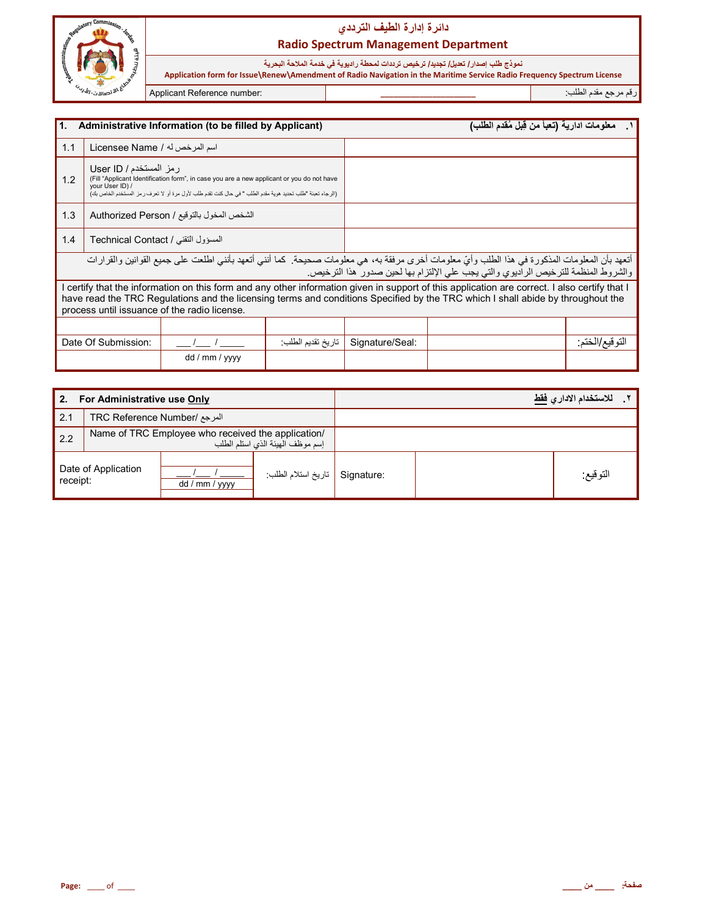# دائرة إدارة الطيف الترددي
## Radio Spectrum Management Department

نموذج طلب إصدار/ تعديل/ تجديد/ ترخيص ترددات لمحطة راديوية في خدمة الملاحة البحرية

**Application form for Issue\Renew\Amendment of Radio Navigation in the Maritime Service Radio Frequency Spectrum License**

| Applicant Reference number: | ____________________ | رقم مرجع مقدم الطلب: |
|---|---|---|

| **1. Administrative Information (to be filled by Applicant)** | **١. معلومات ادارية (تعبأ من قِبل مُقدم الطلب)** |
|---|---|
| 1.1 Licensee Name / اسم المرخص له | |
| 1.2 User ID / رمز المستخدم<br>(Fill "Applicant Identification form", in case you are a new applicant or you do not have your User ID) /<br>(الرجاء تعبئة "طلب تحديد هوية مقدم الطلب " في حال كنت تقدم طلب لأول مرة أو لا تعرف رمز المستخدم الخاص بك) | |
| 1.3 Authorized Person / الشخص المخول بالتوقيع | |
| 1.4 Technical Contact / المسؤول التقني | |

أتعهد بأن المعلومات المذكورة في هذا الطلب وأيّ معلومات أخرى مرفقة به، هي معلومات صحيحة. كما أنني أتعهد بأنني اطلعت على جميع القوانين والقرارات والشروط المنظمة للترخيص الراديوي والتي يجب علي الإلتزام بها لحين صدور هذا الترخيص.

I certify that the information on this form and any other information given in support of this application are correct. I also certify that I have read the TRC Regulations and the licensing terms and conditions Specified by the TRC which I shall abide by throughout the process until issuance of the radio license.

| Date Of Submission: | ___/___ / _____<br>dd / mm / yyyy | تاريخ تقديم الطلب: | Signature/Seal: | | التوقيع/الختم: |
|---|---|---|---|---|---|

| **2. For Administrative use Only** | **٢. للاستخدام الاداري فقط** |
|---|---|
| 2.1 TRC Reference Number/ المرجع | |
| 2.2 Name of TRC Employee who received the application/ إسم موظف الهيئة الذي استلم الطلب | |

| Date of Application receipt: | ___/___ / _____<br>dd / mm / yyyy | تاريخ استلام الطلب: | Signature: | | التوقيع: |
|---|---|---|---|---|---|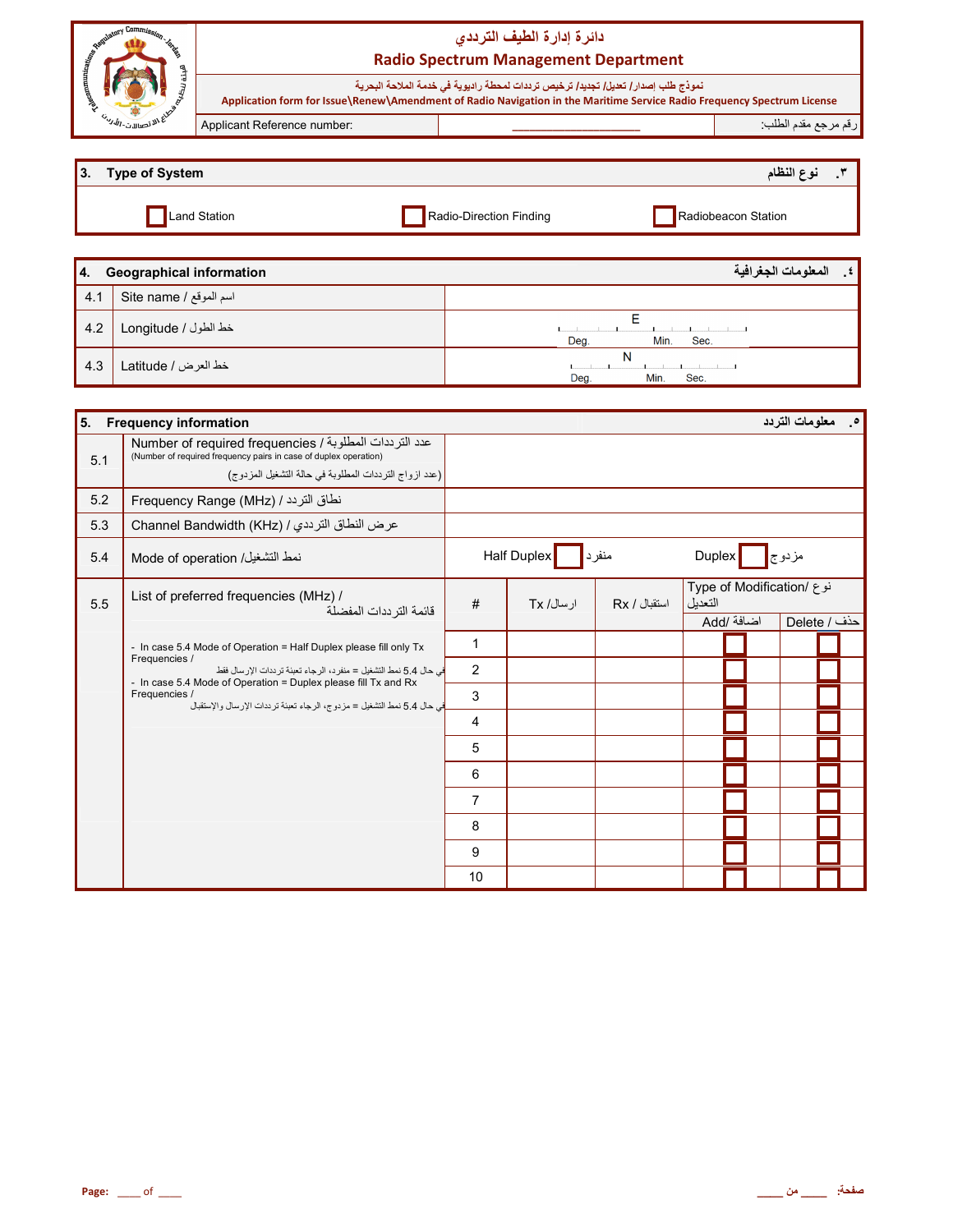# دائرة إدارة الطيف الترددي
# Radio Spectrum Management Department

نموذج طلب إصدار/ تعديل/ تجديد/ ترخيص ترددات لمحطة راديوية في خدمة الملاحة البحرية
**Application form for Issue\Renew\Amendment of Radio Navigation in the Maritime Service Radio Frequency Spectrum License**

| Applicant Reference number: | ___________________ | رقم مرجع مقدم الطلب: |
|---|---|---|

## 3. Type of System — ٣. نوع النظام

☐ Land Station ☐ Radio-Direction Finding ☐ Radiobeacon Station

## 4. Geographical information — ٤. المعلومات الجغرافية

| | | |
|---|---|---|
| 4.1 | Site name / اسم الموقع | |
| 4.2 | Longitude / خط الطول | E ___ Deg. ___ Min. ___ Sec. |
| 4.3 | Latitude / خط العرض | N ___ Deg. ___ Min. ___ Sec. |

## 5. Frequency information — ٥. معلومات التردد

| | | |
|---|---|---|
| 5.1 | Number of required frequencies / عدد الترددات المطلوبة (Number of required frequency pairs in case of duplex operation) (عدد ازواج الترددات المطلوبة في حالة التشغيل المزدوج) | |
| 5.2 | Frequency Range (MHz) / نطاق التردد | |
| 5.3 | Channel Bandwidth (KHz) / عرض النطاق الترددي | |
| 5.4 | Mode of operation /نمط التشغيل | Half Duplex ☐ منفرد Duplex ☐ مزدوج |

**5.5 List of preferred frequencies (MHz) / قائمة الترددات المفضلة**

- In case 5.4 Mode of Operation = Half Duplex please fill only Tx Frequencies / في حال 5.4 نمط التشغيل = منفرد، الرجاء تعبئة ترددات الإرسال فقط
- In case 5.4 Mode of Operation = Duplex please fill Tx and Rx Frequencies / في حال 5.4 نمط التشغيل = مزدوج، الرجاء تعبئة ترددات الإرسال والإستقبال

| # | Tx /ارسال | Rx / استقبال | Type of Modification/ نوع التعديل | |
|---|---|---|---|---|
| | | | Add/ اضافة | Delete / حذف |
| 1 | | | ☐ | ☐ |
| 2 | | | ☐ | ☐ |
| 3 | | | ☐ | ☐ |
| 4 | | | ☐ | ☐ |
| 5 | | | ☐ | ☐ |
| 6 | | | ☐ | ☐ |
| 7 | | | ☐ | ☐ |
| 8 | | | ☐ | ☐ |
| 9 | | | ☐ | ☐ |
| 10 | | | ☐ | ☐ |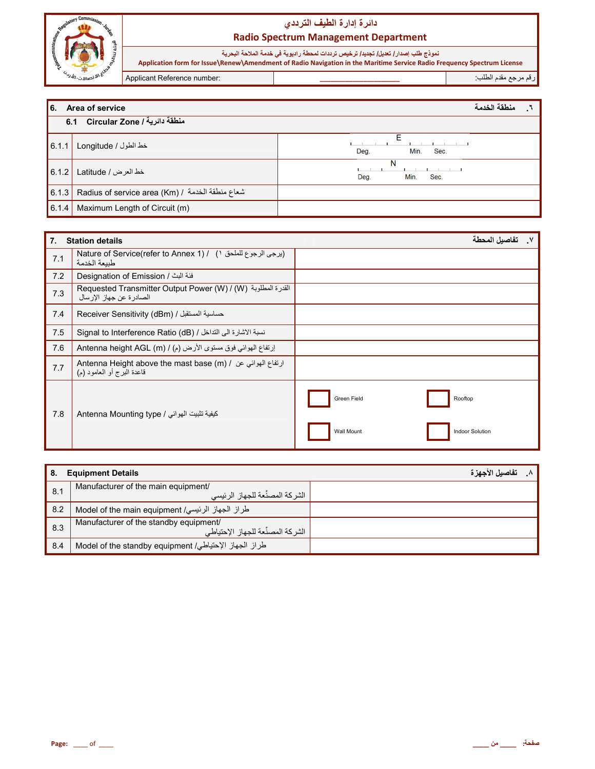دائرة إدارة الطيف الترددي

**Radio Spectrum Management Department**

نموذج طلب إصدار/ تعديل/ تجديد/ ترخيص ترددات لمحطة راديوية في خدمة الملاحة البحرية

**Application form for Issue\Renew\Amendment of Radio Navigation in the Maritime Service Radio Frequency Spectrum License**

| Applicant Reference number: | ___________________ | رقم مرجع مقدم الطلب: |
|---|---|---|

| **6. Area of service** | | **منطقة الخدمة .٦** |
|---|---|---|
| **6.1 Circular Zone / منطقة دائرية** | | |
| 6.1.1 | Longitude / خط الطول | E Deg. Min. Sec. |
| 6.1.2 | Latitude / خط العرض | N Deg. Min. Sec. |
| 6.1.3 | Radius of service area (Km) / شعاع منطقة الخدمة | |
| 6.1.4 | Maximum Length of Circuit (m) | |

| **7. Station details** | | **تفاصيل المحطة .٧** |
|---|---|---|
| 7.1 | Nature of Service(refer to Annex 1) / طبيعة الخدمة (يرجى الرجوع للملحق ١) | |
| 7.2 | Designation of Emission / فئة البث | |
| 7.3 | Requested Transmitter Output Power (W) / القدرة المطلوبة (W) الصادرة عن جهاز الإرسال | |
| 7.4 | Receiver Sensitivity (dBm) / حساسية المستقبل | |
| 7.5 | Signal to Interference Ratio (dB) / نسبة الاشارة الى التداخل | |
| 7.6 | Antenna height AGL (m) / إرتفاع الهوائي فوق مستوى الأرض (م) | |
| 7.7 | Antenna Height above the mast base (m) / ارتفاع الهوائي عن قاعدة البرج أو العامود (م) | |
| 7.8 | Antenna Mounting type / كيفية تثبيت الهوائي | ☐ Green Field ☐ Rooftop ☐ Wall Mount ☐ Indoor Solution |

| **8. Equipment Details** | | **تفاصيل الأجهزة .٨** |
|---|---|---|
| 8.1 | Manufacturer of the main equipment/ الشركة المصنّعة للجهاز الرئيسي | |
| 8.2 | Model of the main equipment /طراز الجهاز الرئيسي | |
| 8.3 | Manufacturer of the standby equipment/ الشركة المصنّعة للجهاز الإحتياطي | |
| 8.4 | Model of the standby equipment /طراز الجهاز الإحتياطي | |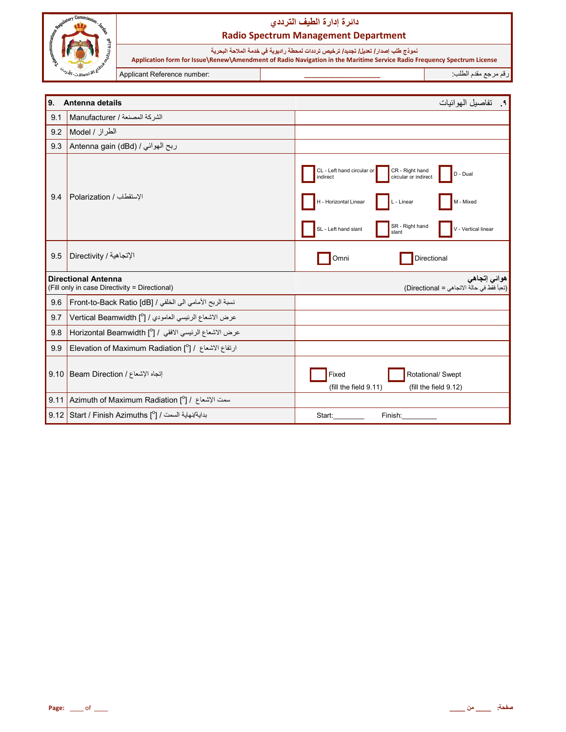# دائرة إدارة الطيف الترددي
## Radio Spectrum Management Department

نموذج طلب إصدار/ تعديل/ تجديد/ ترخيص ترددات لمحطة راديوية في خدمة الملاحة البحرية
**Application form for Issue\Renew\Amendment of Radio Navigation in the Maritime Service Radio Frequency Spectrum License**

| Applicant Reference number: | ___________________ | رقم مرجع مقدم الطلب: |
|---|---|---|

| | | |
|---|---|---|
| **9.** | **Antenna details** | ٩. تفاصيل الهوائيات |
| 9.1 | Manufacturer / الشركة المصنعة | |
| 9.2 | Model / الطراز | |
| 9.3 | Antenna gain (dBd) / ربح الهوائي | |
| 9.4 | Polarization / الإستقطاب | ☐ CL - Left hand circular or indirect ☐ CR - Right hand circular or indirect ☐ D - Dual ☐ H - Horizontal Linear ☐ L - Linear ☐ M - Mixed ☐ SL - Left hand slant ☐ SR - Right hand slant ☐ V - Vertical linear |
| 9.5 | Directivity / الإتجاهية | ☐ Omni ☐ Directional |
| | **Directional Antenna** (Fill only in case Directivity = Directional) | **هوائي إتجاهي** (تعبأ فقط في حالة الاتجاهي = Directional) |
| 9.6 | Front-to-Back Ratio [dB] / نسبة الربح الأمامي الى الخلفي | |
| 9.7 | Vertical Beamwidth [°] / عرض الاشعاع الرئيسي العامودي | |
| 9.8 | Horizontal Beamwidth [°] / عرض الاشعاع الرئيسي الافقي | |
| 9.9 | Elevation of Maximum Radiation [°] / ارتفاع الاشعاع | |
| 9.10 | Beam Direction / إتجاه الإشعاع | ☐ Fixed (fill the field 9.11) ☐ Rotational/ Swept (fill the field 9.12) |
| 9.11 | Azimuth of Maximum Radiation [°] / سمت الإشعاع | |
| 9.12 | Start / Finish Azimuths [°] / بداية/نهاية السمت | Start:________ Finish:_________ |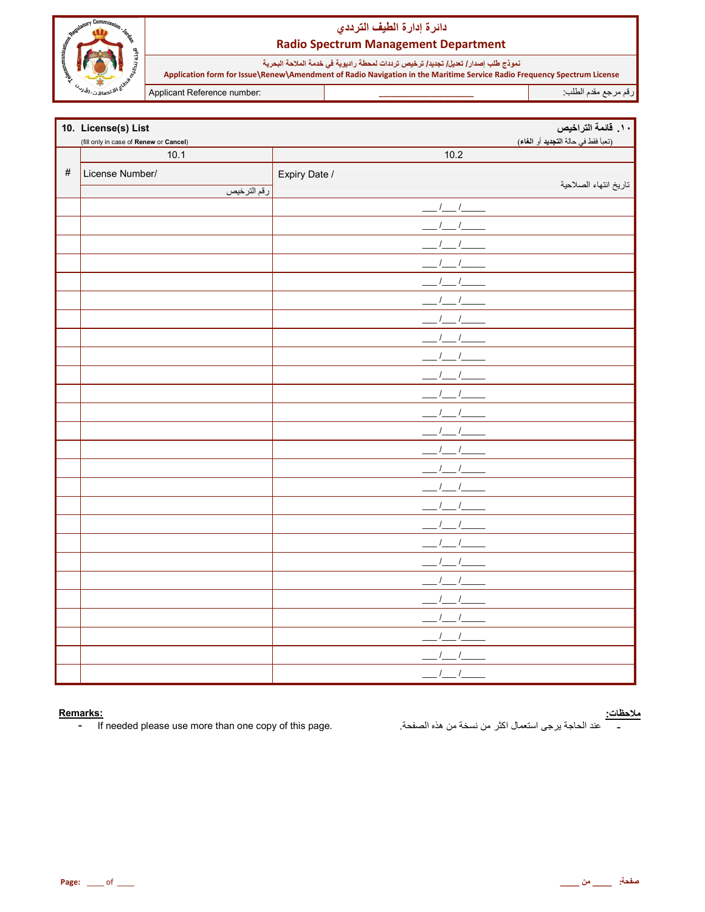# دائرة إدارة الطيف الترددي

## Radio Spectrum Management Department

نموذج طلب إصدار/ تعديل/ تجديد/ ترخيص ترددات لمحطة راديوية في خدمة الملاحة البحرية

**Application form for Issue\Renew\Amendment of Radio Navigation in the Maritime Service Radio Frequency Spectrum License**

| Applicant Reference number: | ____________________ | رقم مرجع مقدم الطلب: |
|---|---|---|

## 10. License(s) List — ١٠. قائمة التراخيص

(fill only in case of **Renew** or **Cancel**) — (تعبأ فقط في حالة **التجديد** أو **الغاء**)

| # | 10.1 | 10.2 |
|---|---|---|
| | License Number/ رقم الترخيص | Expiry Date / تاريخ انتهاء الصلاحية |
| | | ___/___/_____ |
| | | ___/___/_____ |
| | | ___/___/_____ |
| | | ___/___/_____ |
| | | ___/___/_____ |
| | | ___/___/_____ |
| | | ___/___/_____ |
| | | ___/___/_____ |
| | | ___/___/_____ |
| | | ___/___/_____ |
| | | ___/___/_____ |
| | | ___/___/_____ |
| | | ___/___/_____ |
| | | ___/___/_____ |
| | | ___/___/_____ |
| | | ___/___/_____ |
| | | ___/___/_____ |
| | | ___/___/_____ |
| | | ___/___/_____ |
| | | ___/___/_____ |
| | | ___/___/_____ |
| | | ___/___/_____ |
| | | ___/___/_____ |
| | | ___/___/_____ |
| | | ___/___/_____ |
| | | ___/___/_____ |

**Remarks:**

- If needed please use more than one copy of this page.

**ملاحظات:**

- عند الحاجة يرجى استعمال اكثر من نسخة من هذه الصفحة.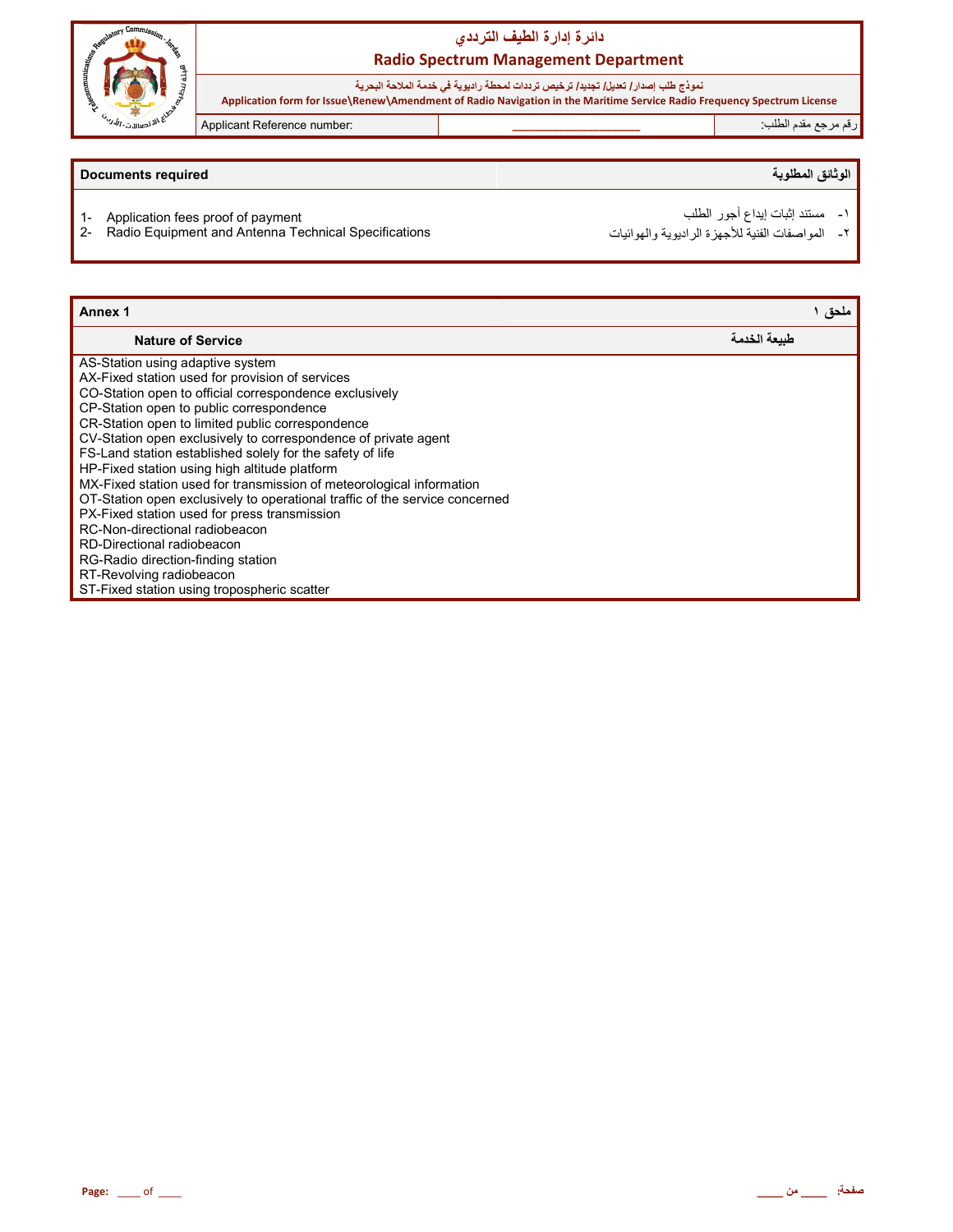# دائرة إدارة الطيف الترددي
## Radio Spectrum Management Department

نموذج طلب إصدار/ تعديل/ تجديد/ ترخيص ترددات لمحطة راديوية في خدمة الملاحة البحرية

Application form for Issue\Renew\Amendment of Radio Navigation in the Maritime Service Radio Frequency Spectrum License

| Applicant Reference number: | ____________________ | رقم مرجع مقدم الطلب: |
|---|---|---|

| Documents required | الوثائق المطلوبة |
|---|---|
| 1- Application fees proof of payment | ١- مستند إثبات إيداع أجور الطلب |
| 2- Radio Equipment and Antenna Technical Specifications | ٢- المواصفات الفنية للأجهزة الراديوية والهوائيات |

| Annex 1 | ملحق ١ |
|---|---|
| **Nature of Service** | **طبيعة الخدمة** |
| AS-Station using adaptive system | |
| AX-Fixed station used for provision of services | |
| CO-Station open to official correspondence exclusively | |
| CP-Station open to public correspondence | |
| CR-Station open to limited public correspondence | |
| CV-Station open exclusively to correspondence of private agent | |
| FS-Land station established solely for the safety of life | |
| HP-Fixed station using high altitude platform | |
| MX-Fixed station used for transmission of meteorological information | |
| OT-Station open exclusively to operational traffic of the service concerned | |
| PX-Fixed station used for press transmission | |
| RC-Non-directional radiobeacon | |
| RD-Directional radiobeacon | |
| RG-Radio direction-finding station | |
| RT-Revolving radiobeacon | |
| ST-Fixed station using tropospheric scatter | |